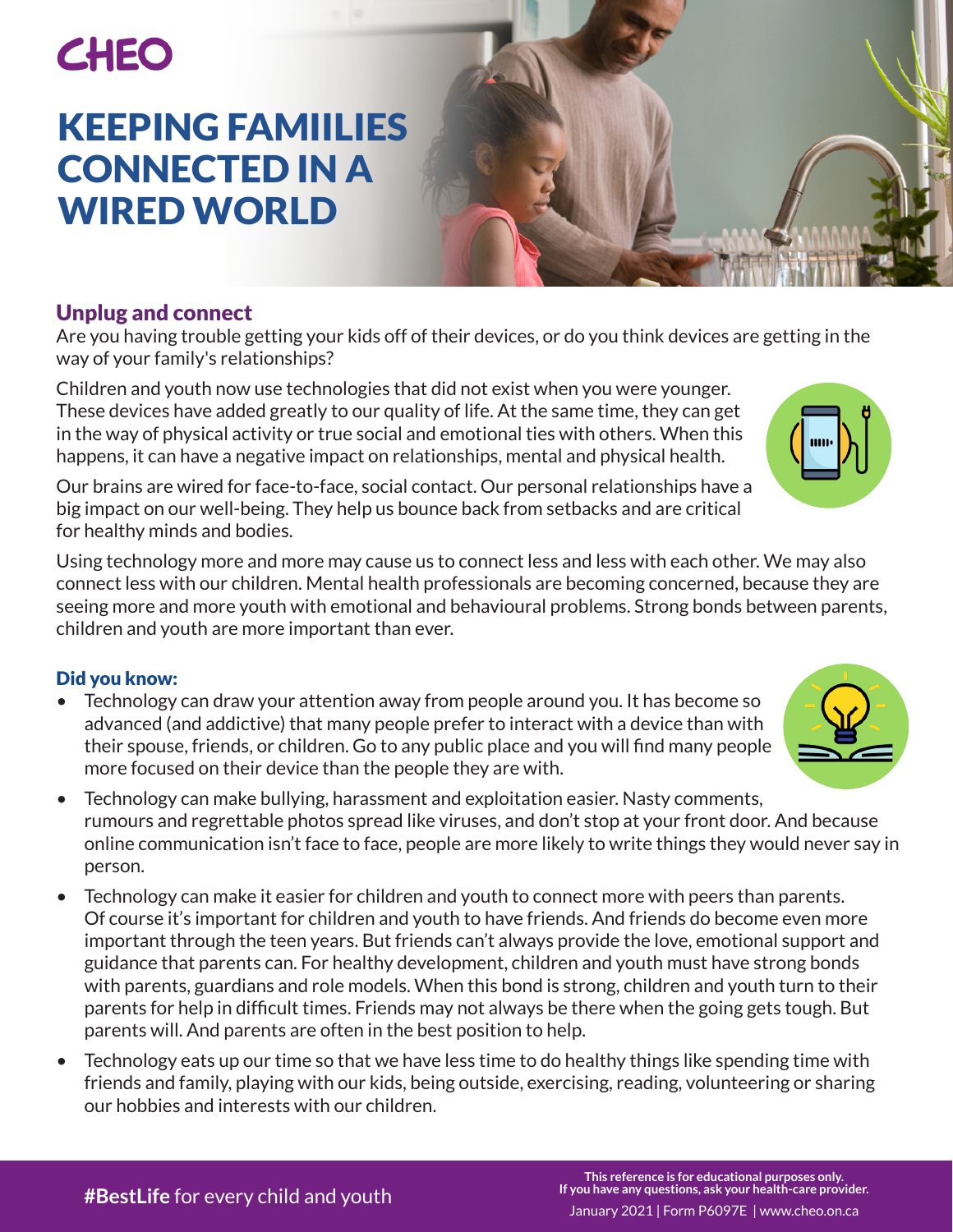CHEO

# KEEPING FAMIILIES CONNECTED IN A WIRED WORLD

## Unplug and connect

Are you having trouble getting your kids off of their devices, or do you think devices are getting in the way of your family's relationships?

Children and youth now use technologies that did not exist when you were younger. These devices have added greatly to our quality of life. At the same time, they can get in the way of physical activity or true social and emotional ties with others. When this happens, it can have a negative impact on relationships, mental and physical health.

Our brains are wired for face-to-face, social contact. Our personal relationships have a big impact on our well-being. They help us bounce back from setbacks and are critical for healthy minds and bodies.

Using technology more and more may cause us to connect less and less with each other. We may also connect less with our children. Mental health professionals are becoming concerned, because they are seeing more and more youth with emotional and behavioural problems. Strong bonds between parents, children and youth are more important than ever.

### Did you know:

- Technology can draw your attention away from people around you. It has become so advanced (and addictive) that many people prefer to interact with a device than with their spouse, friends, or children. Go to any public place and you will find many people more focused on their device than the people they are with.
- Technology can make bullying, harassment and exploitation easier. Nasty comments, rumours and regrettable photos spread like viruses, and don't stop at your front door. And because online communication isn't face to face, people are more likely to write things they would never say in person.
- Technology can make it easier for children and youth to connect more with peers than parents. Of course it's important for children and youth to have friends. And friends do become even more important through the teen years. But friends can't always provide the love, emotional support and guidance that parents can. For healthy development, children and youth must have strong bonds with parents, guardians and role models. When this bond is strong, children and youth turn to their parents for help in difficult times. Friends may not always be there when the going gets tough. But parents will. And parents are often in the best position to help.
- Technology eats up our time so that we have less time to do healthy things like spending time with friends and family, playing with our kids, being outside, exercising, reading, volunteering or sharing our hobbies and interests with our children.

**#BestLife** for every child and youth

**This reference is for educational purposes only. If you have any questions, ask your health-care provider.**

January 2021 | Form P6097E | www.cheo.on.ca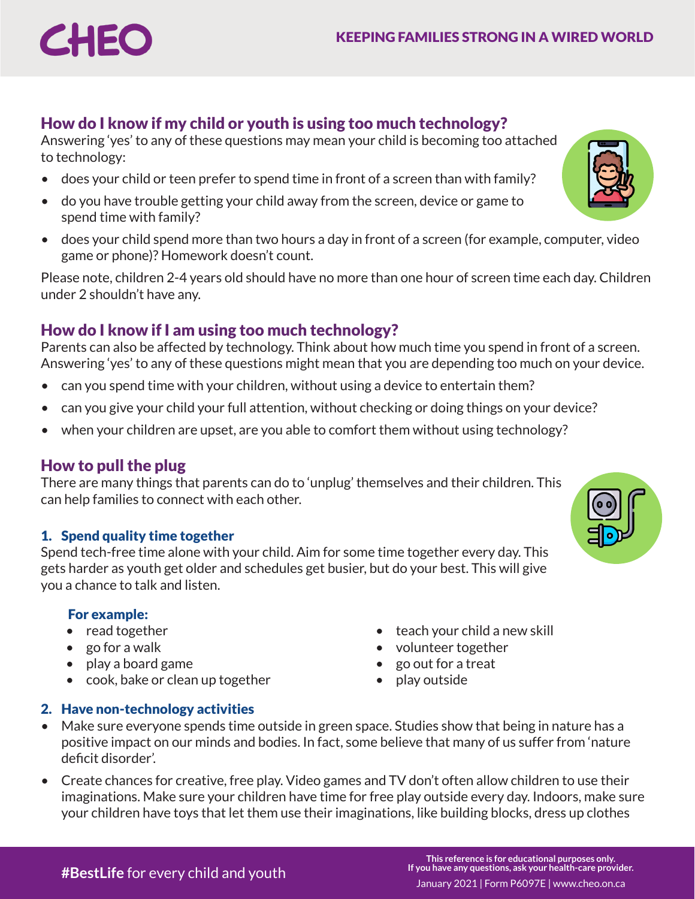## How do I know if my child or youth is using too much technology?

Answering 'yes' to any of these questions may mean your child is becoming too attached to technology:

- does your child or teen prefer to spend time in front of a screen than with family?
- do you have trouble getting your child away from the screen, device or game to spend time with family?
- does your child spend more than two hours a day in front of a screen (for example, computer, video game or phone)? Homework doesn't count.

Please note, children 2-4 years old should have no more than one hour of screen time each day. Children under 2 shouldn't have any.

## How do I know if I am using too much technology?

Parents can also be affected by technology. Think about how much time you spend in front of a screen. Answering 'yes' to any of these questions might mean that you are depending too much on your device.

- can you spend time with your children, without using a device to entertain them?
- can you give your child your full attention, without checking or doing things on your device?
- when your children are upset, are you able to comfort them without using technology?

## How to pull the plug

There are many things that parents can do to 'unplug' themselves and their children. This can help families to connect with each other.

### 1. Spend quality time together

Spend tech-free time alone with your child. Aim for some time together every day. This gets harder as youth get older and schedules get busier, but do your best. This will give you a chance to talk and listen.

**For example:**

- read together
- go for a walk
- play a board game
- cook, bake or clean up together
- teach your child a new skill
- volunteer together
- go out for a treat
- play outside

### 2. Have non-technology activities

- Make sure everyone spends time outside in green space. Studies show that being in nature has a positive impact on our minds and bodies. In fact, some believe that many of us suffer from 'nature deficit disorder'.
- Create chances for creative, free play. Video games and TV don't often allow children to use their imaginations. Make sure your children have time for free play outside every day. Indoors, make sure your children have toys that let them use their imaginations, like building blocks, dress up clothes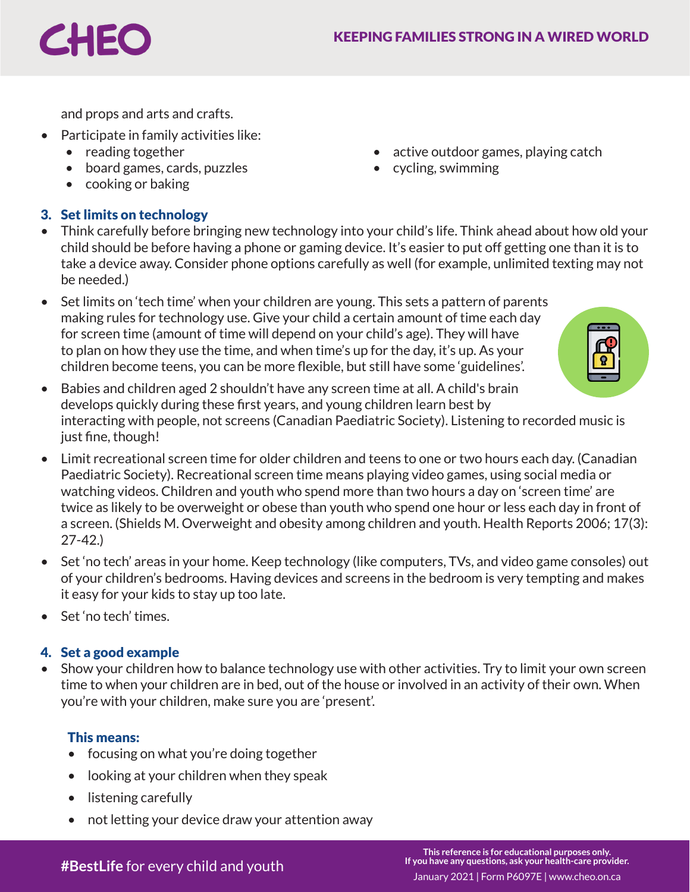and props and arts and crafts.

- Participate in family activities like:
  - reading together
  - board games, cards, puzzles
  - cooking or baking
  - active outdoor games, playing catch
  - cycling, swimming

### 3. Set limits on technology

- Think carefully before bringing new technology into your child's life. Think ahead about how old your child should be before having a phone or gaming device. It's easier to put off getting one than it is to take a device away. Consider phone options carefully as well (for example, unlimited texting may not be needed.)
- Set limits on 'tech time' when your children are young. This sets a pattern of parents making rules for technology use. Give your child a certain amount of time each day for screen time (amount of time will depend on your child's age). They will have to plan on how they use the time, and when time's up for the day, it's up. As your children become teens, you can be more flexible, but still have some 'guidelines'.
- Babies and children aged 2 shouldn't have any screen time at all. A child's brain develops quickly during these first years, and young children learn best by interacting with people, not screens (Canadian Paediatric Society). Listening to recorded music is just fine, though!
- Limit recreational screen time for older children and teens to one or two hours each day. (Canadian Paediatric Society). Recreational screen time means playing video games, using social media or watching videos. Children and youth who spend more than two hours a day on 'screen time' are twice as likely to be overweight or obese than youth who spend one hour or less each day in front of a screen. (Shields M. Overweight and obesity among children and youth. Health Reports 2006; 17(3): 27-42.)
- Set 'no tech' areas in your home. Keep technology (like computers, TVs, and video game consoles) out of your children's bedrooms. Having devices and screens in the bedroom is very tempting and makes it easy for your kids to stay up too late.
- Set 'no tech' times.

### 4. Set a good example

- Show your children how to balance technology use with other activities. Try to limit your own screen time to when your children are in bed, out of the house or involved in an activity of their own. When you're with your children, make sure you are 'present'.

**This means:**

- focusing on what you're doing together
- looking at your children when they speak
- listening carefully
- not letting your device draw your attention away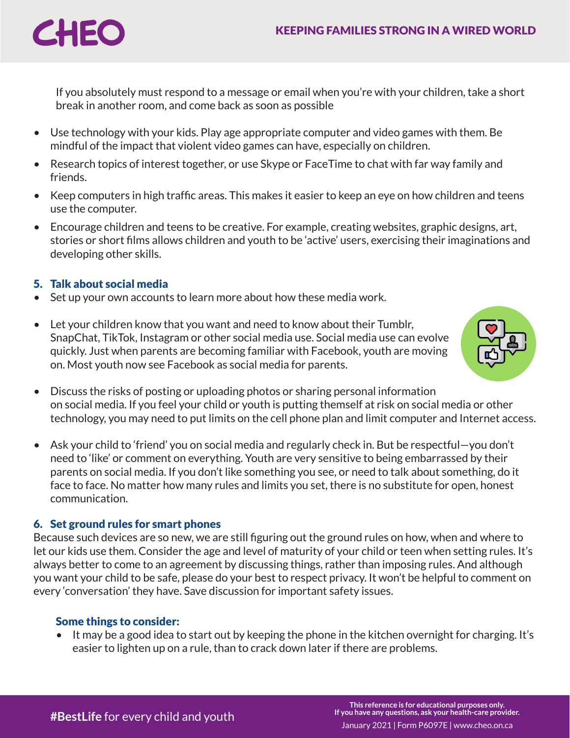If you absolutely must respond to a message or email when you're with your children, take a short break in another room, and come back as soon as possible

- Use technology with your kids. Play age appropriate computer and video games with them. Be mindful of the impact that violent video games can have, especially on children.
- Research topics of interest together, or use Skype or FaceTime to chat with far way family and friends.
- Keep computers in high traffic areas. This makes it easier to keep an eye on how children and teens use the computer.
- Encourage children and teens to be creative. For example, creating websites, graphic designs, art, stories or short films allows children and youth to be 'active' users, exercising their imaginations and developing other skills.

### 5. Talk about social media

- Set up your own accounts to learn more about how these media work.
- Let your children know that you want and need to know about their Tumblr, SnapChat, TikTok, Instagram or other social media use. Social media use can evolve quickly. Just when parents are becoming familiar with Facebook, youth are moving on. Most youth now see Facebook as social media for parents.
- Discuss the risks of posting or uploading photos or sharing personal information on social media. If you feel your child or youth is putting themself at risk on social media or other technology, you may need to put limits on the cell phone plan and limit computer and Internet access.
- Ask your child to 'friend' you on social media and regularly check in. But be respectful—you don't need to 'like' or comment on everything. Youth are very sensitive to being embarrassed by their parents on social media. If you don't like something you see, or need to talk about something, do it face to face. No matter how many rules and limits you set, there is no substitute for open, honest communication.

### 6. Set ground rules for smart phones

Because such devices are so new, we are still figuring out the ground rules on how, when and where to let our kids use them. Consider the age and level of maturity of your child or teen when setting rules. It's always better to come to an agreement by discussing things, rather than imposing rules. And although you want your child to be safe, please do your best to respect privacy. It won't be helpful to comment on every 'conversation' they have. Save discussion for important safety issues.

#### Some things to consider:

- It may be a good idea to start out by keeping the phone in the kitchen overnight for charging. It's easier to lighten up on a rule, than to crack down later if there are problems.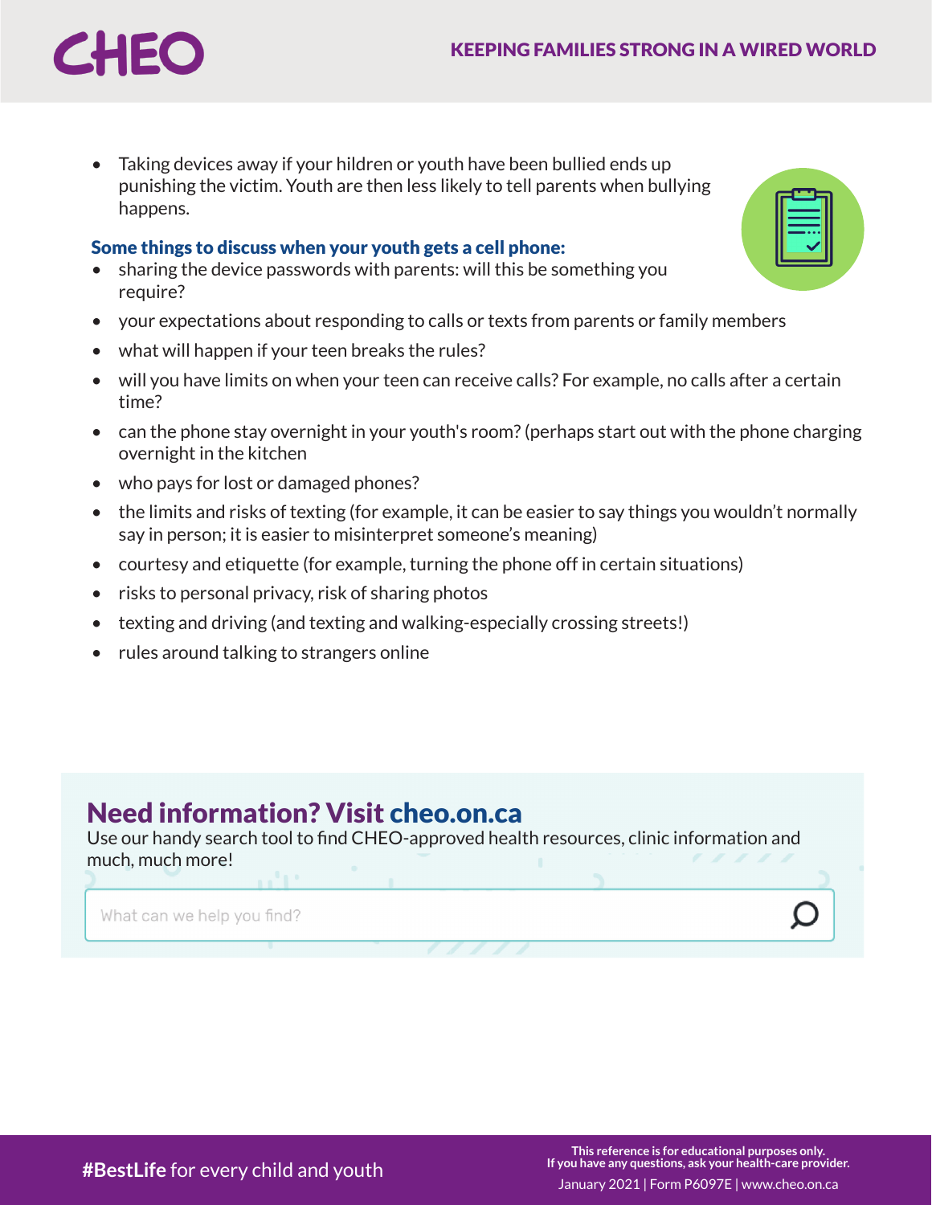- Taking devices away if your hildren or youth have been bullied ends up punishing the victim. Youth are then less likely to tell parents when bullying happens.

**Some things to discuss when your youth gets a cell phone:**

- sharing the device passwords with parents: will this be something you require?
- your expectations about responding to calls or texts from parents or family members
- what will happen if your teen breaks the rules?
- will you have limits on when your teen can receive calls? For example, no calls after a certain time?
- can the phone stay overnight in your youth's room? (perhaps start out with the phone charging overnight in the kitchen
- who pays for lost or damaged phones?
- the limits and risks of texting (for example, it can be easier to say things you wouldn't normally say in person; it is easier to misinterpret someone's meaning)
- courtesy and etiquette (for example, turning the phone off in certain situations)
- risks to personal privacy, risk of sharing photos
- texting and driving (and texting and walking-especially crossing streets!)
- rules around talking to strangers online

## Need information? Visit cheo.on.ca

Use our handy search tool to find CHEO-approved health resources, clinic information and much, much more!

What can we help you find?

**#BestLife** for every child and youth

**This reference is for educational purposes only. If you have any questions, ask your health-care provider.**

January 2021 | Form P6097E | www.cheo.on.ca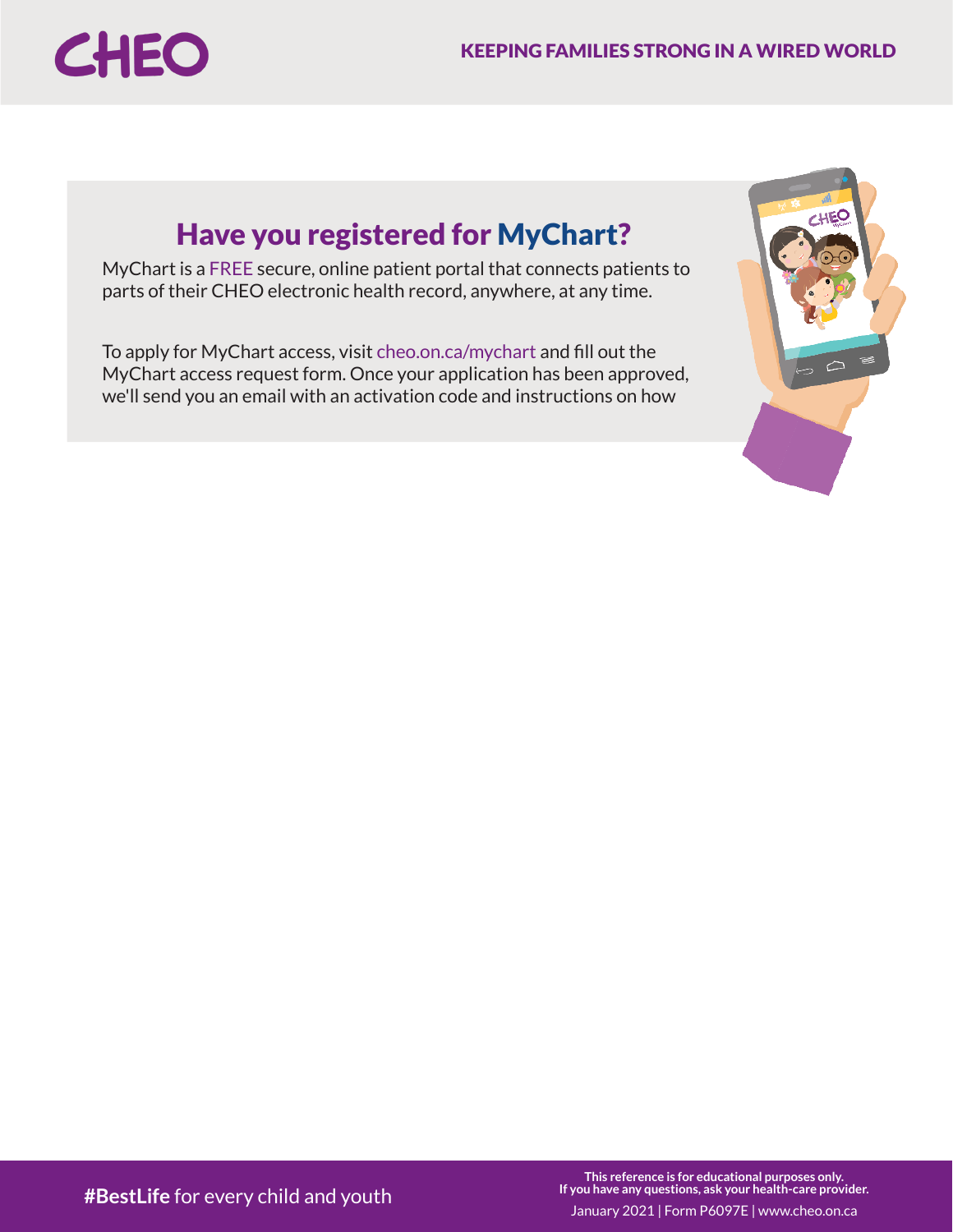## Have you registered for MyChart?

MyChart is a FREE secure, online patient portal that connects patients to parts of their CHEO electronic health record, anywhere, at any time.

To apply for MyChart access, visit cheo.on.ca/mychart and fill out the MyChart access request form. Once your application has been approved, we'll send you an email with an activation code and instructions on how

**#BestLife** for every child and youth

**This reference is for educational purposes only.**
**If you have any questions, ask your health-care provider.**

January 2021 | Form P6097E | www.cheo.on.ca